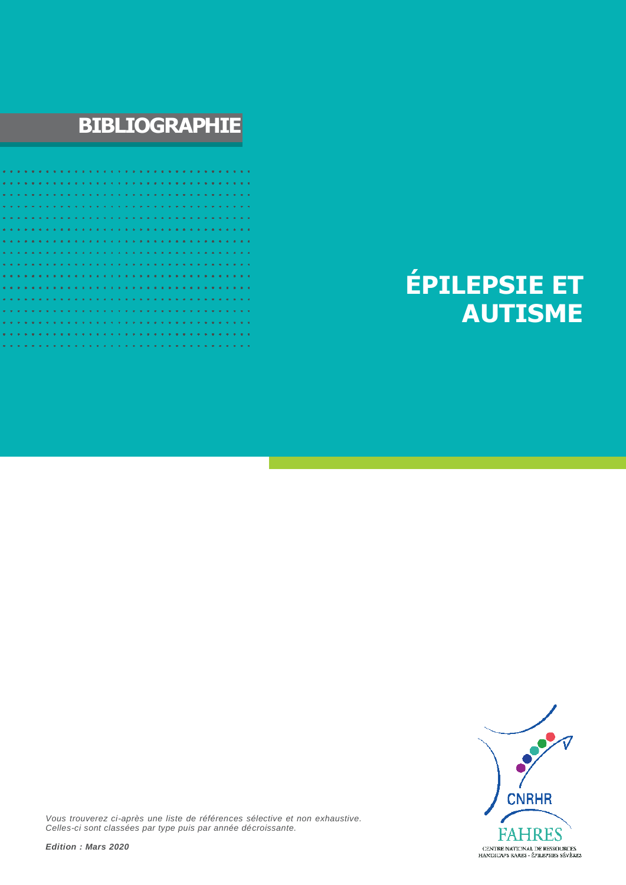# BIBLIOGRAPHIE

# ÉPILEPSIE ET AUTISME

*Vous trouverez ci-après une liste de références sélective et non exhaustive. Celles-ci sont classées par type puis par année décroissante.*

***Edition : Mars 2020***

CNRHR

FAHRES

CENTRE NATIONAL DE RESSOURCES HANDICAPS RARES - ÉPILEPSIES SÉVÈRES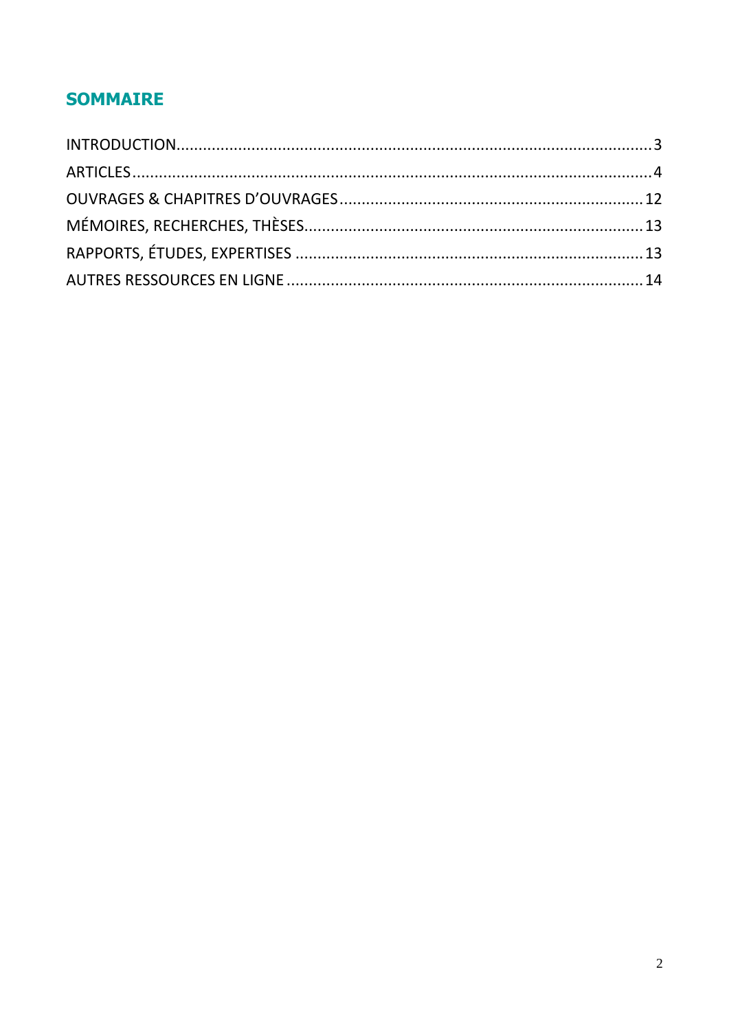## SOMMAIRE

INTRODUCTION........................................................................................................3

ARTICLES...............................................................................................................4

OUVRAGES & CHAPITRES D'OUVRAGES......................................................................12

MÉMOIRES, RECHERCHES, THÈSES...........................................................................13

RAPPORTS, ÉTUDES, EXPERTISES.............................................................................13

AUTRES RESSOURCES EN LIGNE...............................................................................14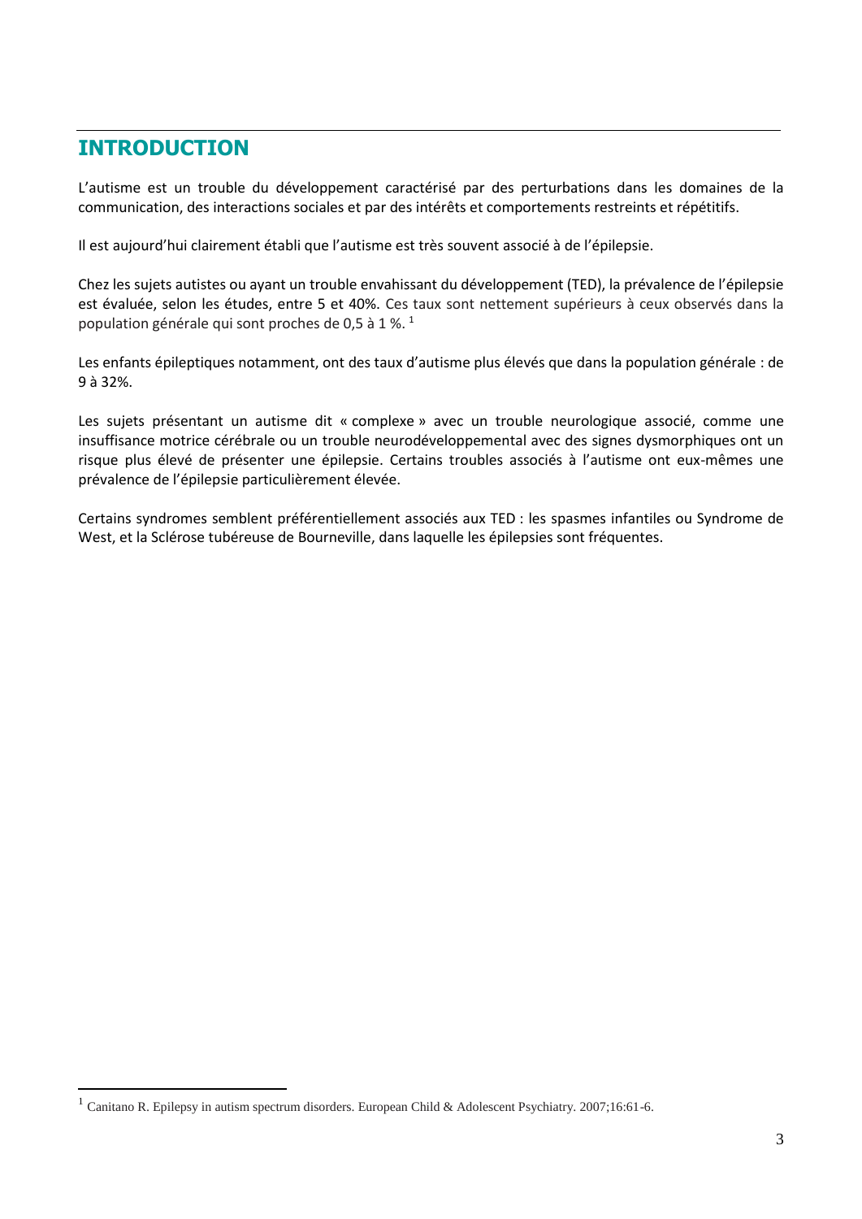# INTRODUCTION

L'autisme est un trouble du développement caractérisé par des perturbations dans les domaines de la communication, des interactions sociales et par des intérêts et comportements restreints et répétitifs.

Il est aujourd'hui clairement établi que l'autisme est très souvent associé à de l'épilepsie.

Chez les sujets autistes ou ayant un trouble envahissant du développement (TED), la prévalence de l'épilepsie est évaluée, selon les études, entre 5 et 40%. Ces taux sont nettement supérieurs à ceux observés dans la population générale qui sont proches de 0,5 à 1 %. [1]

Les enfants épileptiques notamment, ont des taux d'autisme plus élevés que dans la population générale : de 9 à 32%.

Les sujets présentant un autisme dit « complexe » avec un trouble neurologique associé, comme une insuffisance motrice cérébrale ou un trouble neurodéveloppemental avec des signes dysmorphiques ont un risque plus élevé de présenter une épilepsie. Certains troubles associés à l'autisme ont eux-mêmes une prévalence de l'épilepsie particulièrement élevée.

Certains syndromes semblent préférentiellement associés aux TED : les spasmes infantiles ou Syndrome de West, et la Sclérose tubéreuse de Bourneville, dans laquelle les épilepsies sont fréquentes.

---

[1] Canitano R. Epilepsy in autism spectrum disorders. European Child & Adolescent Psychiatry. 2007;16:61-6.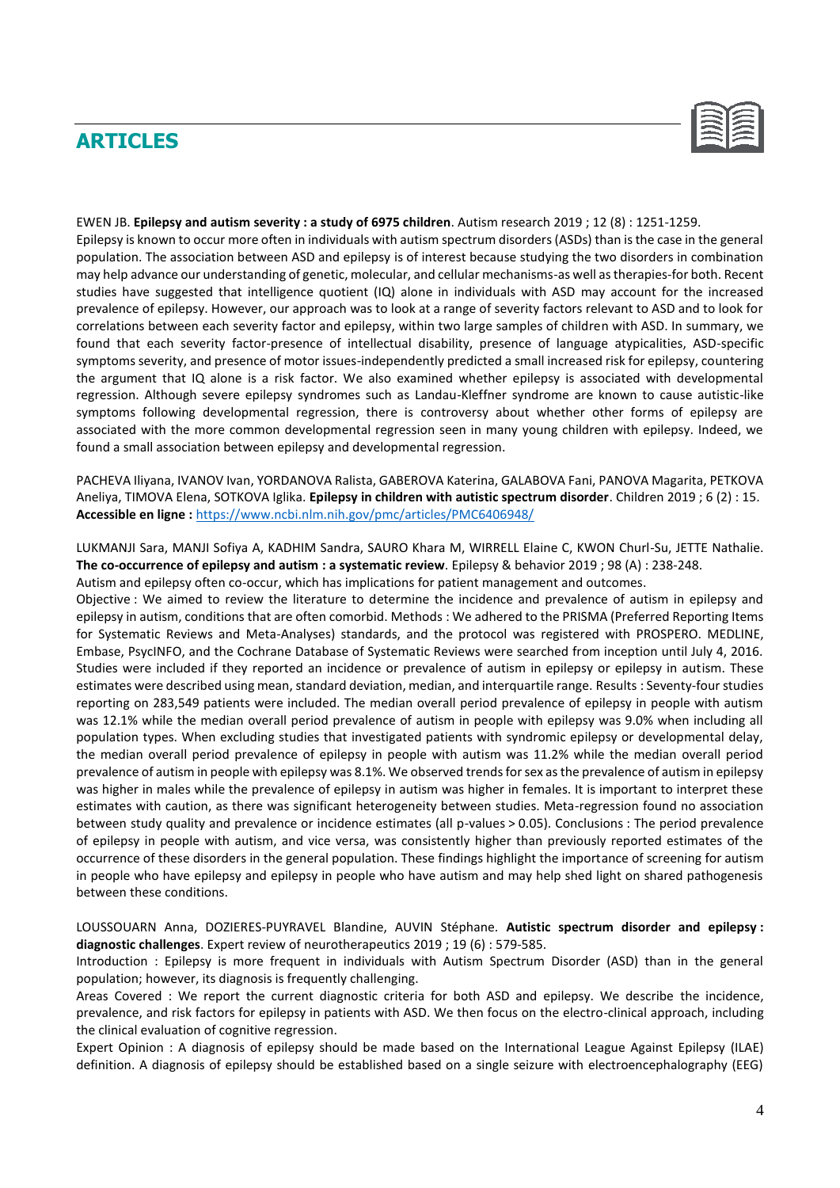## ARTICLES

EWEN JB. **Epilepsy and autism severity : a study of 6975 children**. Autism research 2019 ; 12 (8) : 1251-1259.
Epilepsy is known to occur more often in individuals with autism spectrum disorders (ASDs) than is the case in the general population. The association between ASD and epilepsy is of interest because studying the two disorders in combination may help advance our understanding of genetic, molecular, and cellular mechanisms-as well as therapies-for both. Recent studies have suggested that intelligence quotient (IQ) alone in individuals with ASD may account for the increased prevalence of epilepsy. However, our approach was to look at a range of severity factors relevant to ASD and to look for correlations between each severity factor and epilepsy, within two large samples of children with ASD. In summary, we found that each severity factor-presence of intellectual disability, presence of language atypicalities, ASD-specific symptoms severity, and presence of motor issues-independently predicted a small increased risk for epilepsy, countering the argument that IQ alone is a risk factor. We also examined whether epilepsy is associated with developmental regression. Although severe epilepsy syndromes such as Landau-Kleffner syndrome are known to cause autistic-like symptoms following developmental regression, there is controversy about whether other forms of epilepsy are associated with the more common developmental regression seen in many young children with epilepsy. Indeed, we found a small association between epilepsy and developmental regression.

PACHEVA Iliyana, IVANOV Ivan, YORDANOVA Ralista, GABEROVA Katerina, GALABOVA Fani, PANOVA Magarita, PETKOVA Aneliya, TIMOVA Elena, SOTKOVA Iglika. **Epilepsy in children with autistic spectrum disorder**. Children 2019 ; 6 (2) : 15.
**Accessible en ligne :** https://www.ncbi.nlm.nih.gov/pmc/articles/PMC6406948/

LUKMANJI Sara, MANJI Sofiya A, KADHIM Sandra, SAURO Khara M, WIRRELL Elaine C, KWON Churl-Su, JETTE Nathalie. **The co-occurrence of epilepsy and autism : a systematic review**. Epilepsy & behavior 2019 ; 98 (A) : 238-248.
Autism and epilepsy often co-occur, which has implications for patient management and outcomes.
Objective : We aimed to review the literature to determine the incidence and prevalence of autism in epilepsy and epilepsy in autism, conditions that are often comorbid. Methods : We adhered to the PRISMA (Preferred Reporting Items for Systematic Reviews and Meta-Analyses) standards, and the protocol was registered with PROSPERO. MEDLINE, Embase, PsycINFO, and the Cochrane Database of Systematic Reviews were searched from inception until July 4, 2016. Studies were included if they reported an incidence or prevalence of autism in epilepsy or epilepsy in autism. These estimates were described using mean, standard deviation, median, and interquartile range. Results : Seventy-four studies reporting on 283,549 patients were included. The median overall period prevalence of epilepsy in people with autism was 12.1% while the median overall period prevalence of autism in people with epilepsy was 9.0% when including all population types. When excluding studies that investigated patients with syndromic epilepsy or developmental delay, the median overall period prevalence of epilepsy in people with autism was 11.2% while the median overall period prevalence of autism in people with epilepsy was 8.1%. We observed trends for sex as the prevalence of autism in epilepsy was higher in males while the prevalence of epilepsy in autism was higher in females. It is important to interpret these estimates with caution, as there was significant heterogeneity between studies. Meta-regression found no association between study quality and prevalence or incidence estimates (all p-values > 0.05). Conclusions : The period prevalence of epilepsy in people with autism, and vice versa, was consistently higher than previously reported estimates of the occurrence of these disorders in the general population. These findings highlight the importance of screening for autism in people who have epilepsy and epilepsy in people who have autism and may help shed light on shared pathogenesis between these conditions.

LOUSSOUARN Anna, DOZIERES-PUYRAVEL Blandine, AUVIN Stéphane. **Autistic spectrum disorder and epilepsy : diagnostic challenges**. Expert review of neurotherapeutics 2019 ; 19 (6) : 579-585.
Introduction : Epilepsy is more frequent in individuals with Autism Spectrum Disorder (ASD) than in the general population; however, its diagnosis is frequently challenging.
Areas Covered : We report the current diagnostic criteria for both ASD and epilepsy. We describe the incidence, prevalence, and risk factors for epilepsy in patients with ASD. We then focus on the electro-clinical approach, including the clinical evaluation of cognitive regression.
Expert Opinion : A diagnosis of epilepsy should be made based on the International League Against Epilepsy (ILAE) definition. A diagnosis of epilepsy should be established based on a single seizure with electroencephalography (EEG)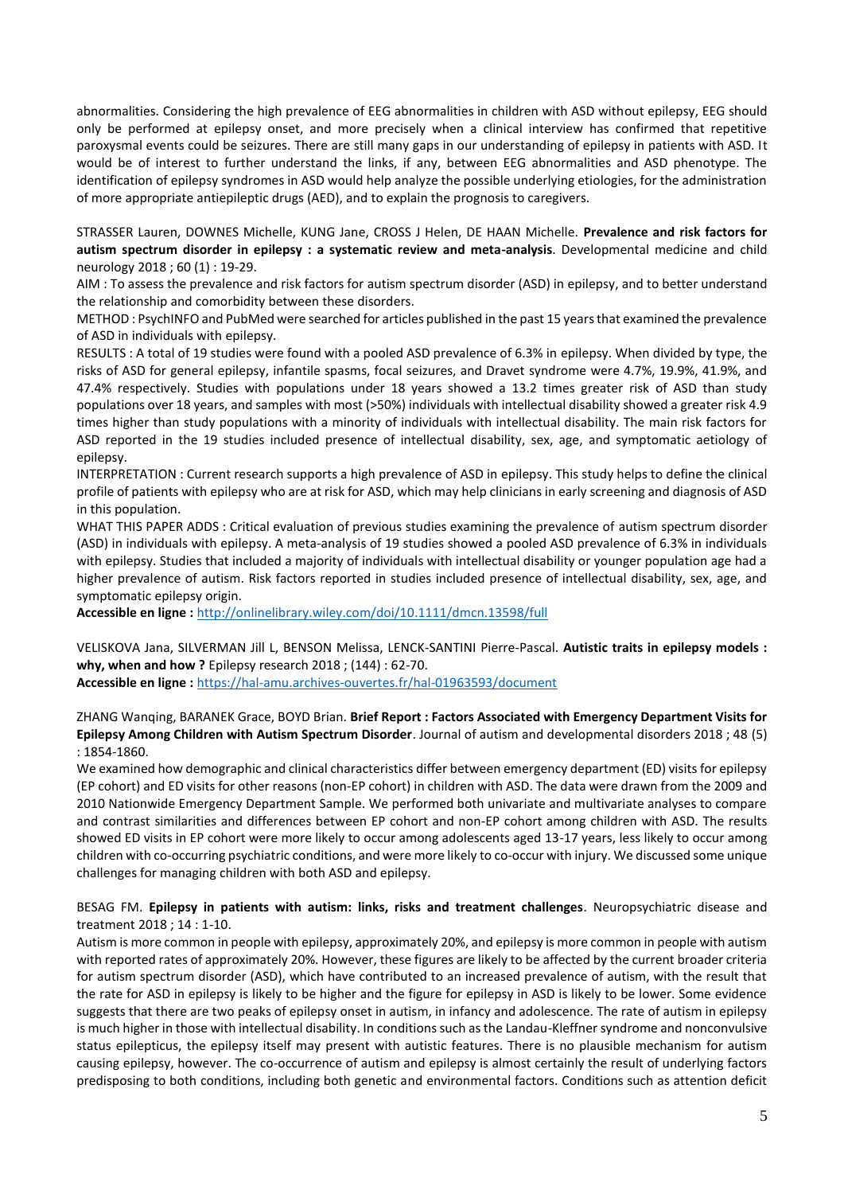abnormalities. Considering the high prevalence of EEG abnormalities in children with ASD without epilepsy, EEG should only be performed at epilepsy onset, and more precisely when a clinical interview has confirmed that repetitive paroxysmal events could be seizures. There are still many gaps in our understanding of epilepsy in patients with ASD. It would be of interest to further understand the links, if any, between EEG abnormalities and ASD phenotype. The identification of epilepsy syndromes in ASD would help analyze the possible underlying etiologies, for the administration of more appropriate antiepileptic drugs (AED), and to explain the prognosis to caregivers.

STRASSER Lauren, DOWNES Michelle, KUNG Jane, CROSS J Helen, DE HAAN Michelle. **Prevalence and risk factors for autism spectrum disorder in epilepsy : a systematic review and meta-analysis**. Developmental medicine and child neurology 2018 ; 60 (1) : 19-29.

AIM : To assess the prevalence and risk factors for autism spectrum disorder (ASD) in epilepsy, and to better understand the relationship and comorbidity between these disorders.

METHOD : PsychINFO and PubMed were searched for articles published in the past 15 years that examined the prevalence of ASD in individuals with epilepsy.

RESULTS : A total of 19 studies were found with a pooled ASD prevalence of 6.3% in epilepsy. When divided by type, the risks of ASD for general epilepsy, infantile spasms, focal seizures, and Dravet syndrome were 4.7%, 19.9%, 41.9%, and 47.4% respectively. Studies with populations under 18 years showed a 13.2 times greater risk of ASD than study populations over 18 years, and samples with most (>50%) individuals with intellectual disability showed a greater risk 4.9 times higher than study populations with a minority of individuals with intellectual disability. The main risk factors for ASD reported in the 19 studies included presence of intellectual disability, sex, age, and symptomatic aetiology of epilepsy.

INTERPRETATION : Current research supports a high prevalence of ASD in epilepsy. This study helps to define the clinical profile of patients with epilepsy who are at risk for ASD, which may help clinicians in early screening and diagnosis of ASD in this population.

WHAT THIS PAPER ADDS : Critical evaluation of previous studies examining the prevalence of autism spectrum disorder (ASD) in individuals with epilepsy. A meta-analysis of 19 studies showed a pooled ASD prevalence of 6.3% in individuals with epilepsy. Studies that included a majority of individuals with intellectual disability or younger population age had a higher prevalence of autism. Risk factors reported in studies included presence of intellectual disability, sex, age, and symptomatic epilepsy origin.

**Accessible en ligne :** http://onlinelibrary.wiley.com/doi/10.1111/dmcn.13598/full

VELISKOVA Jana, SILVERMAN Jill L, BENSON Melissa, LENCK-SANTINI Pierre-Pascal. **Autistic traits in epilepsy models : why, when and how ?** Epilepsy research 2018 ; (144) : 62-70.

**Accessible en ligne :** https://hal-amu.archives-ouvertes.fr/hal-01963593/document

ZHANG Wanqing, BARANEK Grace, BOYD Brian. **Brief Report : Factors Associated with Emergency Department Visits for Epilepsy Among Children with Autism Spectrum Disorder**. Journal of autism and developmental disorders 2018 ; 48 (5) : 1854-1860.

We examined how demographic and clinical characteristics differ between emergency department (ED) visits for epilepsy (EP cohort) and ED visits for other reasons (non-EP cohort) in children with ASD. The data were drawn from the 2009 and 2010 Nationwide Emergency Department Sample. We performed both univariate and multivariate analyses to compare and contrast similarities and differences between EP cohort and non-EP cohort among children with ASD. The results showed ED visits in EP cohort were more likely to occur among adolescents aged 13-17 years, less likely to occur among children with co-occurring psychiatric conditions, and were more likely to co-occur with injury. We discussed some unique challenges for managing children with both ASD and epilepsy.

BESAG FM. **Epilepsy in patients with autism: links, risks and treatment challenges**. Neuropsychiatric disease and treatment 2018 ; 14 : 1-10.

Autism is more common in people with epilepsy, approximately 20%, and epilepsy is more common in people with autism with reported rates of approximately 20%. However, these figures are likely to be affected by the current broader criteria for autism spectrum disorder (ASD), which have contributed to an increased prevalence of autism, with the result that the rate for ASD in epilepsy is likely to be higher and the figure for epilepsy in ASD is likely to be lower. Some evidence suggests that there are two peaks of epilepsy onset in autism, in infancy and adolescence. The rate of autism in epilepsy is much higher in those with intellectual disability. In conditions such as the Landau-Kleffner syndrome and nonconvulsive status epilepticus, the epilepsy itself may present with autistic features. There is no plausible mechanism for autism causing epilepsy, however. The co-occurrence of autism and epilepsy is almost certainly the result of underlying factors predisposing to both conditions, including both genetic and environmental factors. Conditions such as attention deficit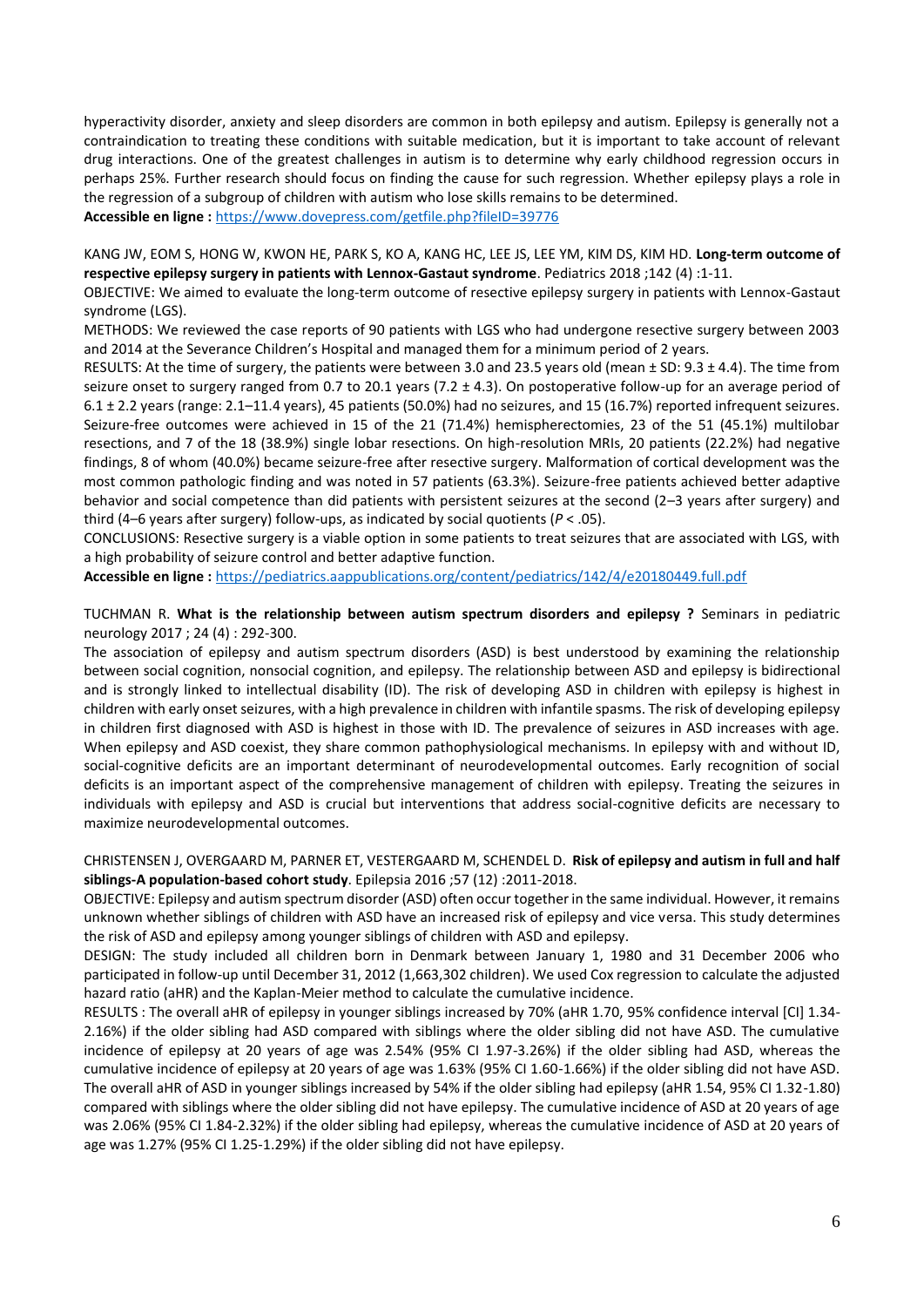hyperactivity disorder, anxiety and sleep disorders are common in both epilepsy and autism. Epilepsy is generally not a contraindication to treating these conditions with suitable medication, but it is important to take account of relevant drug interactions. One of the greatest challenges in autism is to determine why early childhood regression occurs in perhaps 25%. Further research should focus on finding the cause for such regression. Whether epilepsy plays a role in the regression of a subgroup of children with autism who lose skills remains to be determined.

**Accessible en ligne :** https://www.dovepress.com/getfile.php?fileID=39776

KANG JW, EOM S, HONG W, KWON HE, PARK S, KO A, KANG HC, LEE JS, LEE YM, KIM DS, KIM HD. **Long-term outcome of resective epilepsy surgery in patients with Lennox-Gastaut syndrome**. Pediatrics 2018 ;142 (4) :1-11.

OBJECTIVE: We aimed to evaluate the long-term outcome of resective epilepsy surgery in patients with Lennox-Gastaut syndrome (LGS).

METHODS: We reviewed the case reports of 90 patients with LGS who had undergone resective surgery between 2003 and 2014 at the Severance Children's Hospital and managed them for a minimum period of 2 years.

RESULTS: At the time of surgery, the patients were between 3.0 and 23.5 years old (mean ± SD: 9.3 ± 4.4). The time from seizure onset to surgery ranged from 0.7 to 20.1 years (7.2 ± 4.3). On postoperative follow-up for an average period of 6.1 ± 2.2 years (range: 2.1–11.4 years), 45 patients (50.0%) had no seizures, and 15 (16.7%) reported infrequent seizures. Seizure-free outcomes were achieved in 15 of the 21 (71.4%) hemispherectomies, 23 of the 51 (45.1%) multilobar resections, and 7 of the 18 (38.9%) single lobar resections. On high-resolution MRIs, 20 patients (22.2%) had negative findings, 8 of whom (40.0%) became seizure-free after resective surgery. Malformation of cortical development was the most common pathologic finding and was noted in 57 patients (63.3%). Seizure-free patients achieved better adaptive behavior and social competence than did patients with persistent seizures at the second (2–3 years after surgery) and third (4–6 years after surgery) follow-ups, as indicated by social quotients ($P < .05$).

CONCLUSIONS: Resective surgery is a viable option in some patients to treat seizures that are associated with LGS, with a high probability of seizure control and better adaptive function.

**Accessible en ligne :** https://pediatrics.aappublications.org/content/pediatrics/142/4/e20180449.full.pdf

TUCHMAN R. **What is the relationship between autism spectrum disorders and epilepsy ?** Seminars in pediatric neurology 2017 ; 24 (4) : 292-300.

The association of epilepsy and autism spectrum disorders (ASD) is best understood by examining the relationship between social cognition, nonsocial cognition, and epilepsy. The relationship between ASD and epilepsy is bidirectional and is strongly linked to intellectual disability (ID). The risk of developing ASD in children with epilepsy is highest in children with early onset seizures, with a high prevalence in children with infantile spasms. The risk of developing epilepsy in children first diagnosed with ASD is highest in those with ID. The prevalence of seizures in ASD increases with age. When epilepsy and ASD coexist, they share common pathophysiological mechanisms. In epilepsy with and without ID, social-cognitive deficits are an important determinant of neurodevelopmental outcomes. Early recognition of social deficits is an important aspect of the comprehensive management of children with epilepsy. Treating the seizures in individuals with epilepsy and ASD is crucial but interventions that address social-cognitive deficits are necessary to maximize neurodevelopmental outcomes.

CHRISTENSEN J, OVERGAARD M, PARNER ET, VESTERGAARD M, SCHENDEL D. **Risk of epilepsy and autism in full and half siblings-A population-based cohort study**. Epilepsia 2016 ;57 (12) :2011-2018.

OBJECTIVE: Epilepsy and autism spectrum disorder (ASD) often occur together in the same individual. However, it remains unknown whether siblings of children with ASD have an increased risk of epilepsy and vice versa. This study determines the risk of ASD and epilepsy among younger siblings of children with ASD and epilepsy.

DESIGN: The study included all children born in Denmark between January 1, 1980 and 31 December 2006 who participated in follow-up until December 31, 2012 (1,663,302 children). We used Cox regression to calculate the adjusted hazard ratio (aHR) and the Kaplan-Meier method to calculate the cumulative incidence.

RESULTS : The overall aHR of epilepsy in younger siblings increased by 70% (aHR 1.70, 95% confidence interval [CI] 1.34-2.16%) if the older sibling had ASD compared with siblings where the older sibling did not have ASD. The cumulative incidence of epilepsy at 20 years of age was 2.54% (95% CI 1.97-3.26%) if the older sibling had ASD, whereas the cumulative incidence of epilepsy at 20 years of age was 1.63% (95% CI 1.60-1.66%) if the older sibling did not have ASD. The overall aHR of ASD in younger siblings increased by 54% if the older sibling had epilepsy (aHR 1.54, 95% CI 1.32-1.80) compared with siblings where the older sibling did not have epilepsy. The cumulative incidence of ASD at 20 years of age was 2.06% (95% CI 1.84-2.32%) if the older sibling had epilepsy, whereas the cumulative incidence of ASD at 20 years of age was 1.27% (95% CI 1.25-1.29%) if the older sibling did not have epilepsy.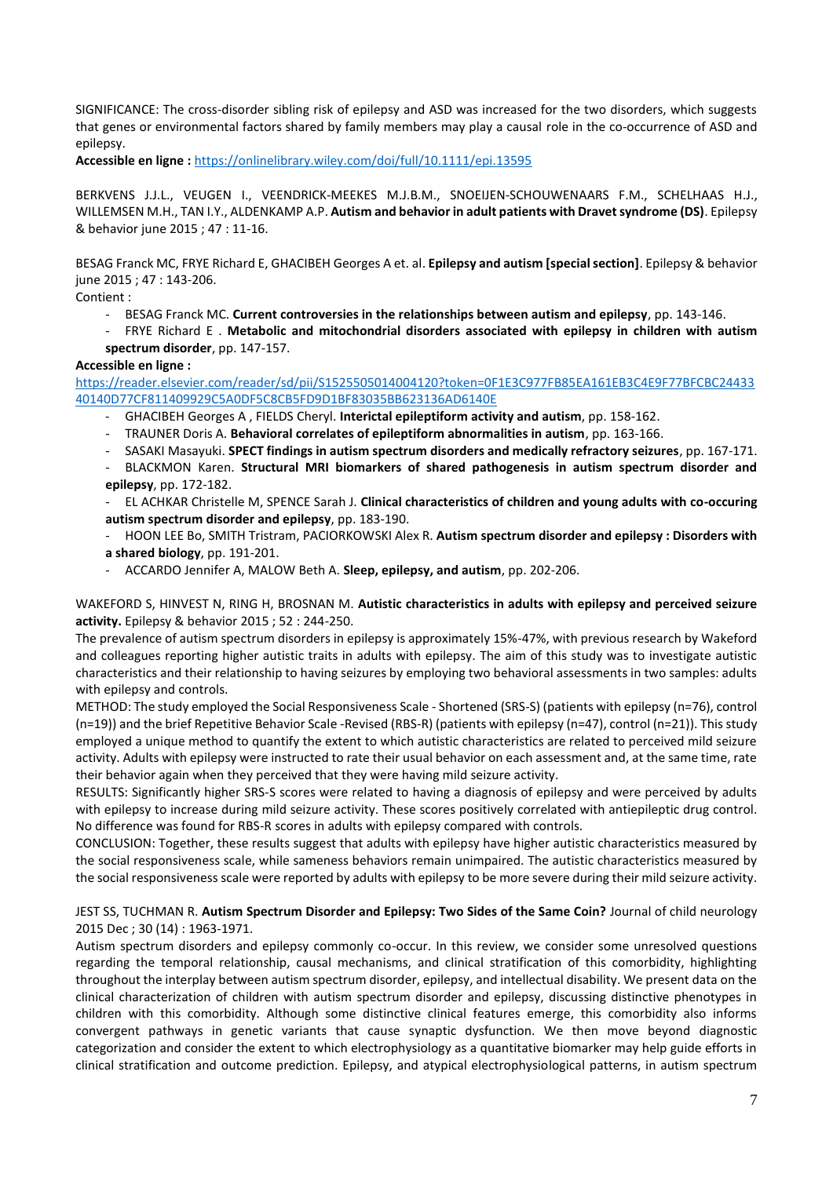SIGNIFICANCE: The cross-disorder sibling risk of epilepsy and ASD was increased for the two disorders, which suggests that genes or environmental factors shared by family members may play a causal role in the co-occurrence of ASD and epilepsy.

**Accessible en ligne :** https://onlinelibrary.wiley.com/doi/full/10.1111/epi.13595

BERKVENS J.J.L., VEUGEN I., VEENDRICK-MEEKES M.J.B.M., SNOEIJEN-SCHOUWENAARS F.M., SCHELHAAS H.J., WILLEMSEN M.H., TAN I.Y., ALDENKAMP A.P. **Autism and behavior in adult patients with Dravet syndrome (DS)**. Epilepsy & behavior june 2015 ; 47 : 11-16.

BESAG Franck MC, FRYE Richard E, GHACIBEH Georges A et. al. **Epilepsy and autism [special section]**. Epilepsy & behavior june 2015 ; 47 : 143-206.

Contient :

- BESAG Franck MC. **Current controversies in the relationships between autism and epilepsy**, pp. 143-146.
- FRYE Richard E . **Metabolic and mitochondrial disorders associated with epilepsy in children with autism spectrum disorder**, pp. 147-157.

**Accessible en ligne :**
https://reader.elsevier.com/reader/sd/pii/S1525505014004120?token=0F1E3C977FB85EA161EB3C4E9F77BFCBC2443340140D77CF811409929C5A0DF5C8CB5FD9D1BF83035BB623136AD6140E

- GHACIBEH Georges A , FIELDS Cheryl. **Interictal epileptiform activity and autism**, pp. 158-162.
- TRAUNER Doris A. **Behavioral correlates of epileptiform abnormalities in autism**, pp. 163-166.
- SASAKI Masayuki. **SPECT findings in autism spectrum disorders and medically refractory seizures**, pp. 167-171.
- BLACKMON Karen. **Structural MRI biomarkers of shared pathogenesis in autism spectrum disorder and epilepsy**, pp. 172-182.
- EL ACHKAR Christelle M, SPENCE Sarah J. **Clinical characteristics of children and young adults with co-occuring autism spectrum disorder and epilepsy**, pp. 183-190.
- HOON LEE Bo, SMITH Tristram, PACIORKOWSKI Alex R. **Autism spectrum disorder and epilepsy : Disorders with a shared biology**, pp. 191-201.
- ACCARDO Jennifer A, MALOW Beth A. **Sleep, epilepsy, and autism**, pp. 202-206.

WAKEFORD S, HINVEST N, RING H, BROSNAN M. **Autistic characteristics in adults with epilepsy and perceived seizure activity.** Epilepsy & behavior 2015 ; 52 : 244-250.

The prevalence of autism spectrum disorders in epilepsy is approximately 15%-47%, with previous research by Wakeford and colleagues reporting higher autistic traits in adults with epilepsy. The aim of this study was to investigate autistic characteristics and their relationship to having seizures by employing two behavioral assessments in two samples: adults with epilepsy and controls.

METHOD: The study employed the Social Responsiveness Scale - Shortened (SRS-S) (patients with epilepsy (n=76), control (n=19)) and the brief Repetitive Behavior Scale -Revised (RBS-R) (patients with epilepsy (n=47), control (n=21)). This study employed a unique method to quantify the extent to which autistic characteristics are related to perceived mild seizure activity. Adults with epilepsy were instructed to rate their usual behavior on each assessment and, at the same time, rate their behavior again when they perceived that they were having mild seizure activity.

RESULTS: Significantly higher SRS-S scores were related to having a diagnosis of epilepsy and were perceived by adults with epilepsy to increase during mild seizure activity. These scores positively correlated with antiepileptic drug control. No difference was found for RBS-R scores in adults with epilepsy compared with controls.

CONCLUSION: Together, these results suggest that adults with epilepsy have higher autistic characteristics measured by the social responsiveness scale, while sameness behaviors remain unimpaired. The autistic characteristics measured by the social responsiveness scale were reported by adults with epilepsy to be more severe during their mild seizure activity.

JEST SS, TUCHMAN R. **Autism Spectrum Disorder and Epilepsy: Two Sides of the Same Coin?** Journal of child neurology 2015 Dec ; 30 (14) : 1963-1971.

Autism spectrum disorders and epilepsy commonly co-occur. In this review, we consider some unresolved questions regarding the temporal relationship, causal mechanisms, and clinical stratification of this comorbidity, highlighting throughout the interplay between autism spectrum disorder, epilepsy, and intellectual disability. We present data on the clinical characterization of children with autism spectrum disorder and epilepsy, discussing distinctive phenotypes in children with this comorbidity. Although some distinctive clinical features emerge, this comorbidity also informs convergent pathways in genetic variants that cause synaptic dysfunction. We then move beyond diagnostic categorization and consider the extent to which electrophysiology as a quantitative biomarker may help guide efforts in clinical stratification and outcome prediction. Epilepsy, and atypical electrophysiological patterns, in autism spectrum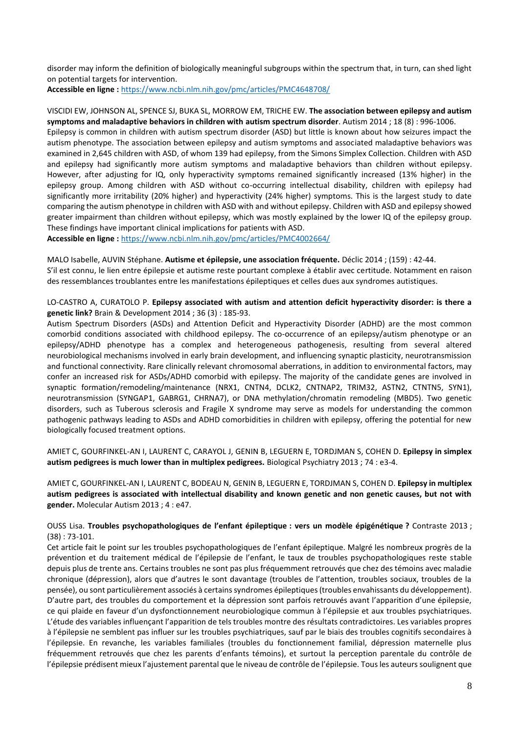disorder may inform the definition of biologically meaningful subgroups within the spectrum that, in turn, can shed light on potential targets for intervention.
**Accessible en ligne :** https://www.ncbi.nlm.nih.gov/pmc/articles/PMC4648708/

VISCIDI EW, JOHNSON AL, SPENCE SJ, BUKA SL, MORROW EM, TRICHE EW. **The association between epilepsy and autism symptoms and maladaptive behaviors in children with autism spectrum disorder**. Autism 2014 ; 18 (8) : 996-1006.
Epilepsy is common in children with autism spectrum disorder (ASD) but little is known about how seizures impact the autism phenotype. The association between epilepsy and autism symptoms and associated maladaptive behaviors was examined in 2,645 children with ASD, of whom 139 had epilepsy, from the Simons Simplex Collection. Children with ASD and epilepsy had significantly more autism symptoms and maladaptive behaviors than children without epilepsy. However, after adjusting for IQ, only hyperactivity symptoms remained significantly increased (13% higher) in the epilepsy group. Among children with ASD without co-occurring intellectual disability, children with epilepsy had significantly more irritability (20% higher) and hyperactivity (24% higher) symptoms. This is the largest study to date comparing the autism phenotype in children with ASD with and without epilepsy. Children with ASD and epilepsy showed greater impairment than children without epilepsy, which was mostly explained by the lower IQ of the epilepsy group. These findings have important clinical implications for patients with ASD.
**Accessible en ligne :** https://www.ncbi.nlm.nih.gov/pmc/articles/PMC4002664/

MALO Isabelle, AUVIN Stéphane. **Autisme et épilepsie, une association fréquente.** Déclic 2014 ; (159) : 42-44.
S'il est connu, le lien entre épilepsie et autisme reste pourtant complexe à établir avec certitude. Notamment en raison des ressemblances troublantes entre les manifestations épileptiques et celles dues aux syndromes autistiques.

LO-CASTRO A, CURATOLO P. **Epilepsy associated with autism and attention deficit hyperactivity disorder: is there a genetic link?** Brain & Development 2014 ; 36 (3) : 185-93.
Autism Spectrum Disorders (ASDs) and Attention Deficit and Hyperactivity Disorder (ADHD) are the most common comorbid conditions associated with childhood epilepsy. The co-occurrence of an epilepsy/autism phenotype or an epilepsy/ADHD phenotype has a complex and heterogeneous pathogenesis, resulting from several altered neurobiological mechanisms involved in early brain development, and influencing synaptic plasticity, neurotransmission and functional connectivity. Rare clinically relevant chromosomal aberrations, in addition to environmental factors, may confer an increased risk for ASDs/ADHD comorbid with epilepsy. The majority of the candidate genes are involved in synaptic formation/remodeling/maintenance (NRX1, CNTN4, DCLK2, CNTNAP2, TRIM32, ASTN2, CTNTN5, SYN1), neurotransmission (SYNGAP1, GABRG1, CHRNA7), or DNA methylation/chromatin remodeling (MBD5). Two genetic disorders, such as Tuberous sclerosis and Fragile X syndrome may serve as models for understanding the common pathogenic pathways leading to ASDs and ADHD comorbidities in children with epilepsy, offering the potential for new biologically focused treatment options.

AMIET C, GOURFINKEL-AN I, LAURENT C, CARAYOL J, GENIN B, LEGUERN E, TORDJMAN S, COHEN D. **Epilepsy in simplex autism pedigrees is much lower than in multiplex pedigrees.** Biological Psychiatry 2013 ; 74 : e3-4.

AMIET C, GOURFINKEL-AN I, LAURENT C, BODEAU N, GENIN B, LEGUERN E, TORDJMAN S, COHEN D. **Epilepsy in multiplex autism pedigrees is associated with intellectual disability and known genetic and non genetic causes, but not with gender.** Molecular Autism 2013 ; 4 : e47.

OUSS Lisa. **Troubles psychopathologiques de l'enfant épileptique : vers un modèle épigénétique ?** Contraste 2013 ; (38) : 73-101.
Cet article fait le point sur les troubles psychopathologiques de l'enfant épileptique. Malgré les nombreux progrès de la prévention et du traitement médical de l'épilepsie de l'enfant, le taux de troubles psychopathologiques reste stable depuis plus de trente ans. Certains troubles ne sont pas plus fréquemment retrouvés que chez des témoins avec maladie chronique (dépression), alors que d'autres le sont davantage (troubles de l'attention, troubles sociaux, troubles de la pensée), ou sont particulièrement associés à certains syndromes épileptiques (troubles envahissants du développement). D'autre part, des troubles du comportement et la dépression sont parfois retrouvés avant l'apparition d'une épilepsie, ce qui plaide en faveur d'un dysfonctionnement neurobiologique commun à l'épilepsie et aux troubles psychiatriques. L'étude des variables influençant l'apparition de tels troubles montre des résultats contradictoires. Les variables propres à l'épilepsie ne semblent pas influer sur les troubles psychiatriques, sauf par le biais des troubles cognitifs secondaires à l'épilepsie. En revanche, les variables familiales (troubles du fonctionnement familial, dépression maternelle plus fréquemment retrouvés que chez les parents d'enfants témoins), et surtout la perception parentale du contrôle de l'épilepsie prédisent mieux l'ajustement parental que le niveau de contrôle de l'épilepsie. Tous les auteurs soulignent que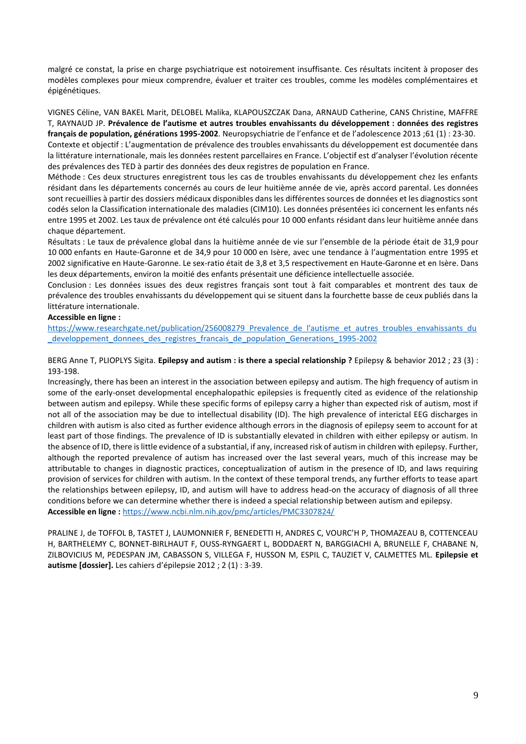malgré ce constat, la prise en charge psychiatrique est notoirement insuffisante. Ces résultats incitent à proposer des modèles complexes pour mieux comprendre, évaluer et traiter ces troubles, comme les modèles complémentaires et épigénétiques.

VIGNES Céline, VAN BAKEL Marit, DELOBEL Malika, KLAPOUSZCZAK Dana, ARNAUD Catherine, CANS Christine, MAFFRE T, RAYNAUD JP. **Prévalence de l'autisme et autres troubles envahissants du développement : données des registres français de population, générations 1995-2002**. Neuropsychiatrie de l'enfance et de l'adolescence 2013 ;61 (1) : 23-30.
Contexte et objectif : L'augmentation de prévalence des troubles envahissants du développement est documentée dans la littérature internationale, mais les données restent parcellaires en France. L'objectif est d'analyser l'évolution récente des prévalences des TED à partir des données des deux registres de population en France.
Méthode : Ces deux structures enregistrent tous les cas de troubles envahissants du développement chez les enfants résidant dans les départements concernés au cours de leur huitième année de vie, après accord parental. Les données sont recueillies à partir des dossiers médicaux disponibles dans les différentes sources de données et les diagnostics sont codés selon la Classification internationale des maladies (CIM10). Les données présentées ici concernent les enfants nés entre 1995 et 2002. Les taux de prévalence ont été calculés pour 10 000 enfants résidant dans leur huitième année dans chaque département.
Résultats : Le taux de prévalence global dans la huitième année de vie sur l'ensemble de la période était de 31,9 pour 10 000 enfants en Haute-Garonne et de 34,9 pour 10 000 en Isère, avec une tendance à l'augmentation entre 1995 et 2002 significative en Haute-Garonne. Le sex-ratio était de 3,8 et 3,5 respectivement en Haute-Garonne et en Isère. Dans les deux départements, environ la moitié des enfants présentait une déficience intellectuelle associée.
Conclusion : Les données issues des deux registres français sont tout à fait comparables et montrent des taux de prévalence des troubles envahissants du développement qui se situent dans la fourchette basse de ceux publiés dans la littérature internationale.
**Accessible en ligne :**
https://www.researchgate.net/publication/256008279_Prevalence_de_l'autisme_et_autres_troubles_envahissants_du_developpement_donnees_des_registres_francais_de_population_Generations_1995-2002

BERG Anne T, PLIOPLYS Sigita. **Epilepsy and autism : is there a special relationship ?** Epilepsy & behavior 2012 ; 23 (3) : 193-198.
Increasingly, there has been an interest in the association between epilepsy and autism. The high frequency of autism in some of the early-onset developmental encephalopathic epilepsies is frequently cited as evidence of the relationship between autism and epilepsy. While these specific forms of epilepsy carry a higher than expected risk of autism, most if not all of the association may be due to intellectual disability (ID). The high prevalence of interictal EEG discharges in children with autism is also cited as further evidence although errors in the diagnosis of epilepsy seem to account for at least part of those findings. The prevalence of ID is substantially elevated in children with either epilepsy or autism. In the absence of ID, there is little evidence of a substantial, if any, increased risk of autism in children with epilepsy. Further, although the reported prevalence of autism has increased over the last several years, much of this increase may be attributable to changes in diagnostic practices, conceptualization of autism in the presence of ID, and laws requiring provision of services for children with autism. In the context of these temporal trends, any further efforts to tease apart the relationships between epilepsy, ID, and autism will have to address head-on the accuracy of diagnosis of all three conditions before we can determine whether there is indeed a special relationship between autism and epilepsy.
**Accessible en ligne :** https://www.ncbi.nlm.nih.gov/pmc/articles/PMC3307824/

PRALINE J, de TOFFOL B, TASTET J, LAUMONNIER F, BENEDETTI H, ANDRES C, VOURC'H P, THOMAZEAU B, COTTENCEAU H, BARTHELEMY C, BONNET-BIRLHAUT F, OUSS-RYNGAERT L, BODDAERT N, BARGGIACHI A, BRUNELLE F, CHABANE N, ZILBOVICIUS M, PEDESPAN JM, CABASSON S, VILLEGA F, HUSSON M, ESPIL C, TAUZIET V, CALMETTES ML. **Epilepsie et autisme [dossier].** Les cahiers d'épilepsie 2012 ; 2 (1) : 3-39.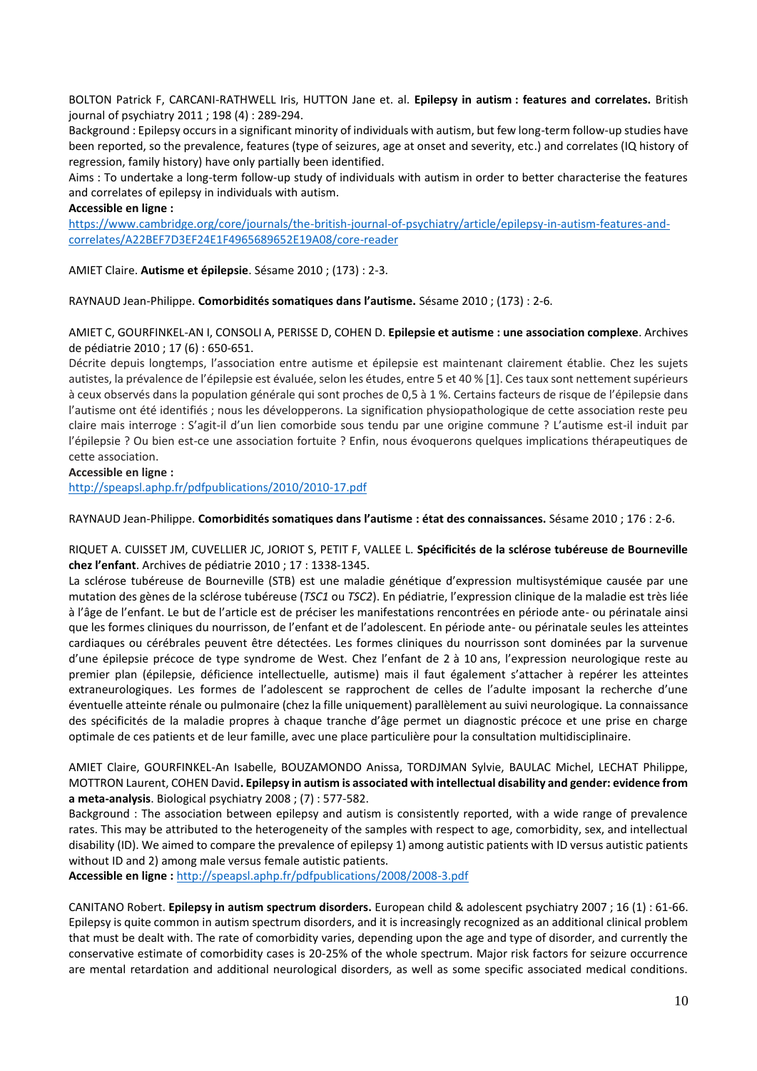BOLTON Patrick F, CARCANI-RATHWELL Iris, HUTTON Jane et. al. **Epilepsy in autism : features and correlates.** British journal of psychiatry 2011 ; 198 (4) : 289-294.

Background : Epilepsy occurs in a significant minority of individuals with autism, but few long-term follow-up studies have been reported, so the prevalence, features (type of seizures, age at onset and severity, etc.) and correlates (IQ history of regression, family history) have only partially been identified.

Aims : To undertake a long-term follow-up study of individuals with autism in order to better characterise the features and correlates of epilepsy in individuals with autism.

**Accessible en ligne :**
https://www.cambridge.org/core/journals/the-british-journal-of-psychiatry/article/epilepsy-in-autism-features-and-correlates/A22BEF7D3EF24E1F4965689652E19A08/core-reader

AMIET Claire. **Autisme et épilepsie**. Sésame 2010 ; (173) : 2-3.

RAYNAUD Jean-Philippe. **Comorbidités somatiques dans l'autisme.** Sésame 2010 ; (173) : 2-6.

AMIET C, GOURFINKEL-AN I, CONSOLI A, PERISSE D, COHEN D. **Epilepsie et autisme : une association complexe**. Archives de pédiatrie 2010 ; 17 (6) : 650-651.

Décrite depuis longtemps, l'association entre autisme et épilepsie est maintenant clairement établie. Chez les sujets autistes, la prévalence de l'épilepsie est évaluée, selon les études, entre 5 et 40 % [1]. Ces taux sont nettement supérieurs à ceux observés dans la population générale qui sont proches de 0,5 à 1 %. Certains facteurs de risque de l'épilepsie dans l'autisme ont été identifiés ; nous les développerons. La signification physiopathologique de cette association reste peu claire mais interroge : S'agit-il d'un lien comorbide sous tendu par une origine commune ? L'autisme est-il induit par l'épilepsie ? Ou bien est-ce une association fortuite ? Enfin, nous évoquerons quelques implications thérapeutiques de cette association.

**Accessible en ligne :**
http://speapsl.aphp.fr/pdfpublications/2010/2010-17.pdf

RAYNAUD Jean-Philippe. **Comorbidités somatiques dans l'autisme : état des connaissances.** Sésame 2010 ; 176 : 2-6.

RIQUET A. CUISSET JM, CUVELLIER JC, JORIOT S, PETIT F, VALLEE L. **Spécificités de la sclérose tubéreuse de Bourneville chez l'enfant**. Archives de pédiatrie 2010 ; 17 : 1338-1345.

La sclérose tubéreuse de Bourneville (STB) est une maladie génétique d'expression multisystémique causée par une mutation des gènes de la sclérose tubéreuse (*TSC1* ou *TSC2*). En pédiatrie, l'expression clinique de la maladie est très liée à l'âge de l'enfant. Le but de l'article est de préciser les manifestations rencontrées en période ante- ou périnatale ainsi que les formes cliniques du nourrisson, de l'enfant et de l'adolescent. En période ante- ou périnatale seules les atteintes cardiaques ou cérébrales peuvent être détectées. Les formes cliniques du nourrisson sont dominées par la survenue d'une épilepsie précoce de type syndrome de West. Chez l'enfant de 2 à 10 ans, l'expression neurologique reste au premier plan (épilepsie, déficience intellectuelle, autisme) mais il faut également s'attacher à repérer les atteintes extraneurologiques. Les formes de l'adolescent se rapprochent de celles de l'adulte imposant la recherche d'une éventuelle atteinte rénale ou pulmonaire (chez la fille uniquement) parallèlement au suivi neurologique. La connaissance des spécificités de la maladie propres à chaque tranche d'âge permet un diagnostic précoce et une prise en charge optimale de ces patients et de leur famille, avec une place particulière pour la consultation multidisciplinaire.

AMIET Claire, GOURFINKEL-An Isabelle, BOUZAMONDO Anissa, TORDJMAN Sylvie, BAULAC Michel, LECHAT Philippe, MOTTRON Laurent, COHEN David**. Epilepsy in autism is associated with intellectual disability and gender: evidence from a meta-analysis**. Biological psychiatry 2008 ; (7) : 577-582.

Background : The association between epilepsy and autism is consistently reported, with a wide range of prevalence rates. This may be attributed to the heterogeneity of the samples with respect to age, comorbidity, sex, and intellectual disability (ID). We aimed to compare the prevalence of epilepsy 1) among autistic patients with ID versus autistic patients without ID and 2) among male versus female autistic patients.

**Accessible en ligne :** http://speapsl.aphp.fr/pdfpublications/2008/2008-3.pdf

CANITANO Robert. **Epilepsy in autism spectrum disorders.** European child & adolescent psychiatry 2007 ; 16 (1) : 61-66.

Epilepsy is quite common in autism spectrum disorders, and it is increasingly recognized as an additional clinical problem that must be dealt with. The rate of comorbidity varies, depending upon the age and type of disorder, and currently the conservative estimate of comorbidity cases is 20-25% of the whole spectrum. Major risk factors for seizure occurrence are mental retardation and additional neurological disorders, as well as some specific associated medical conditions.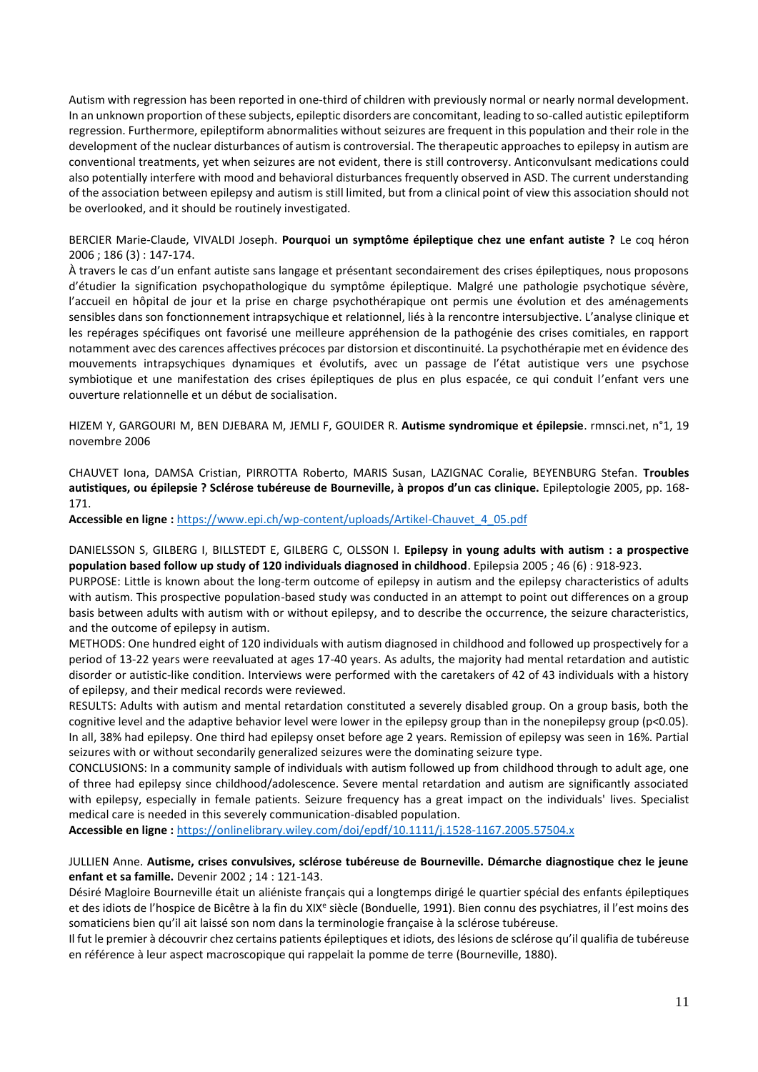Autism with regression has been reported in one-third of children with previously normal or nearly normal development. In an unknown proportion of these subjects, epileptic disorders are concomitant, leading to so-called autistic epileptiform regression. Furthermore, epileptiform abnormalities without seizures are frequent in this population and their role in the development of the nuclear disturbances of autism is controversial. The therapeutic approaches to epilepsy in autism are conventional treatments, yet when seizures are not evident, there is still controversy. Anticonvulsant medications could also potentially interfere with mood and behavioral disturbances frequently observed in ASD. The current understanding of the association between epilepsy and autism is still limited, but from a clinical point of view this association should not be overlooked, and it should be routinely investigated.

BERCIER Marie-Claude, VIVALDI Joseph. **Pourquoi un symptôme épileptique chez un enfant autiste ?** Le coq héron 2006 ; 186 (3) : 147-174.

À travers le cas d'un enfant autiste sans langage et présentant secondairement des crises épileptiques, nous proposons d'étudier la signification psychopathologique du symptôme épileptique. Malgré une pathologie psychotique sévère, l'accueil en hôpital de jour et la prise en charge psychothérapique ont permis une évolution et des aménagements sensibles dans son fonctionnement intrapsychique et relationnel, liés à la rencontre intersubjective. L'analyse clinique et les repérages spécifiques ont favorisé une meilleure appréhension de la pathogénie des crises comitiales, en rapport notamment avec des carences affectives précoces par distorsion et discontinuité. La psychothérapie met en évidence des mouvements intrapsychiques dynamiques et évolutifs, avec un passage de l'état autistique vers une psychose symbiotique et une manifestation des crises épileptiques de plus en plus espacée, ce qui conduit l'enfant vers une ouverture relationnelle et un début de socialisation.

HIZEM Y, GARGOURI M, BEN DJEBARA M, JEMLI F, GOUIDER R. **Autisme syndromique et épilepsie**. rmnsci.net, n°1, 19 novembre 2006

CHAUVET Iona, DAMSA Cristian, PIRROTTA Roberto, MARIS Susan, LAZIGNAC Coralie, BEYENBURG Stefan. **Troubles autistiques, ou épilepsie ? Sclérose tubéreuse de Bourneville, à propos d'un cas clinique.** Epileptologie 2005, pp. 168-171.

**Accessible en ligne :** https://www.epi.ch/wp-content/uploads/Artikel-Chauvet_4_05.pdf

DANIELSSON S, GILBERG I, BILLSTEDT E, GILBERG C, OLSSON I. **Epilepsy in young adults with autism : a prospective population based follow up study of 120 individuals diagnosed in childhood**. Epilepsia 2005 ; 46 (6) : 918-923.

PURPOSE: Little is known about the long-term outcome of epilepsy in autism and the epilepsy characteristics of adults with autism. This prospective population-based study was conducted in an attempt to point out differences on a group basis between adults with autism with or without epilepsy, and to describe the occurrence, the seizure characteristics, and the outcome of epilepsy in autism.

METHODS: One hundred eight of 120 individuals with autism diagnosed in childhood and followed up prospectively for a period of 13-22 years were reevaluated at ages 17-40 years. As adults, the majority had mental retardation and autistic disorder or autistic-like condition. Interviews were performed with the caretakers of 42 of 43 individuals with a history of epilepsy, and their medical records were reviewed.

RESULTS: Adults with autism and mental retardation constituted a severely disabled group. On a group basis, both the cognitive level and the adaptive behavior level were lower in the epilepsy group than in the nonepilepsy group ($p<0.05$). In all, 38% had epilepsy. One third had epilepsy onset before age 2 years. Remission of epilepsy was seen in 16%. Partial seizures with or without secondarily generalized seizures were the dominating seizure type.

CONCLUSIONS: In a community sample of individuals with autism followed up from childhood through to adult age, one of three had epilepsy since childhood/adolescence. Severe mental retardation and autism are significantly associated with epilepsy, especially in female patients. Seizure frequency has a great impact on the individuals' lives. Specialist medical care is needed in this severely communication-disabled population.

**Accessible en ligne :** https://onlinelibrary.wiley.com/doi/epdf/10.1111/j.1528-1167.2005.57504.x

JULLIEN Anne. **Autisme, crises convulsives, sclérose tubéreuse de Bourneville. Démarche diagnostique chez le jeune enfant et sa famille.** Devenir 2002 ; 14 : 121-143.

Désiré Magloire Bourneville était un aliéniste français qui a longtemps dirigé le quartier spécial des enfants épileptiques et des idiots de l'hospice de Bicêtre à la fin du XIXe siècle (Bonduelle, 1991). Bien connu des psychiatres, il l'est moins des somaticiens bien qu'il ait laissé son nom dans la terminologie française à la sclérose tubéreuse.

Il fut le premier à découvrir chez certains patients épileptiques et idiots, des lésions de sclérose qu'il qualifia de tubéreuse en référence à leur aspect macroscopique qui rappelait la pomme de terre (Bourneville, 1880).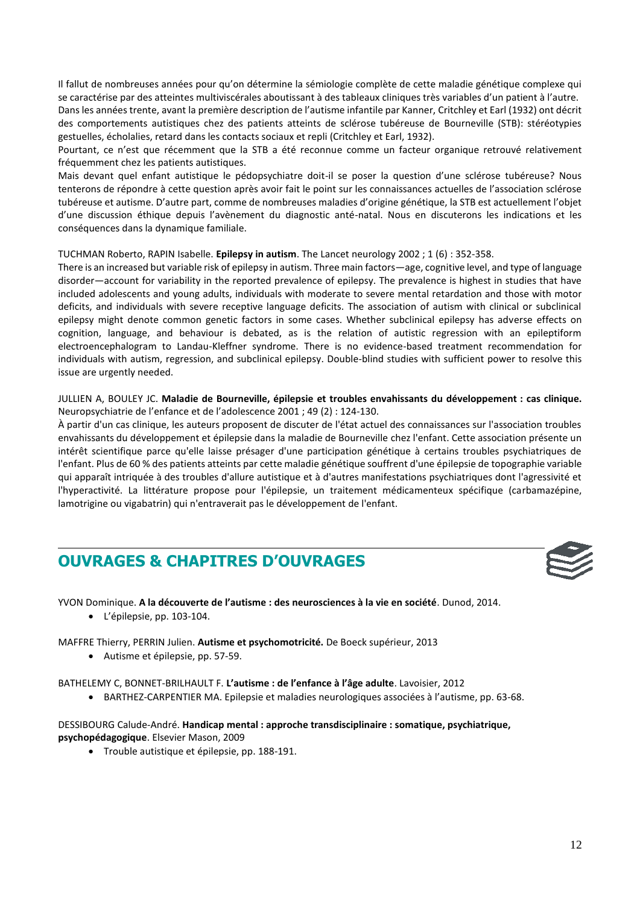Il fallut de nombreuses années pour qu'on détermine la sémiologie complète de cette maladie génétique complexe qui se caractérise par des atteintes multiviscérales aboutissant à des tableaux cliniques très variables d'un patient à l'autre.
Dans les années trente, avant la première description de l'autisme infantile par Kanner, Critchley et Earl (1932) ont décrit des comportements autistiques chez des patients atteints de sclérose tubéreuse de Bourneville (STB): stéréotypies gestuelles, écholalies, retard dans les contacts sociaux et repli (Critchley et Earl, 1932).
Pourtant, ce n'est que récemment que la STB a été reconnue comme un facteur organique retrouvé relativement fréquemment chez les patients autistiques.
Mais devant quel enfant autistique le pédopsychiatre doit-il se poser la question d'une sclérose tubéreuse? Nous tenterons de répondre à cette question après avoir fait le point sur les connaissances actuelles de l'association sclérose tubéreuse et autisme. D'autre part, comme de nombreuses maladies d'origine génétique, la STB est actuellement l'objet d'une discussion éthique depuis l'avènement du diagnostic anté-natal. Nous en discuterons les indications et les conséquences dans la dynamique familiale.

TUCHMAN Roberto, RAPIN Isabelle. **Epilepsy in autism**. The Lancet neurology 2002 ; 1 (6) : 352-358.
There is an increased but variable risk of epilepsy in autism. Three main factors—age, cognitive level, and type of language disorder—account for variability in the reported prevalence of epilepsy. The prevalence is highest in studies that have included adolescents and young adults, individuals with moderate to severe mental retardation and those with motor deficits, and individuals with severe receptive language deficits. The association of autism with clinical or subclinical epilepsy might denote common genetic factors in some cases. Whether subclinical epilepsy has adverse effects on cognition, language, and behaviour is debated, as is the relation of autistic regression with an epileptiform electroencephalogram to Landau-Kleffner syndrome. There is no evidence-based treatment recommendation for individuals with autism, regression, and subclinical epilepsy. Double-blind studies with sufficient power to resolve this issue are urgently needed.

JULLIEN A, BOULEY JC. **Maladie de Bourneville, épilepsie et troubles envahissants du développement : cas clinique.** Neuropsychiatrie de l'enfance et de l'adolescence 2001 ; 49 (2) : 124-130.
À partir d'un cas clinique, les auteurs proposent de discuter de l'état actuel des connaissances sur l'association troubles envahissants du développement et épilepsie dans la maladie de Bourneville chez l'enfant. Cette association présente un intérêt scientifique parce qu'elle laisse présager d'une participation génétique à certains troubles psychiatriques de l'enfant. Plus de 60 % des patients atteints par cette maladie génétique souffrent d'une épilepsie de topographie variable qui apparaît intriquée à des troubles d'allure autistique et à d'autres manifestations psychiatriques dont l'agressivité et l'hyperactivité. La littérature propose pour l'épilepsie, un traitement médicamenteux spécifique (carbamazépine, lamotrigine ou vigabatrin) qui n'entraverait pas le développement de l'enfant.

## OUVRAGES & CHAPITRES D'OUVRAGES

YVON Dominique. **A la découverte de l'autisme : des neurosciences à la vie en société**. Dunod, 2014.

- L'épilepsie, pp. 103-104.

MAFFRE Thierry, PERRIN Julien. **Autisme et psychomotricité.** De Boeck supérieur, 2013

- Autisme et épilepsie, pp. 57-59.

BATHELEMY C, BONNET-BRILHAULT F. **L'autisme : de l'enfance à l'âge adulte**. Lavoisier, 2012

- BARTHEZ-CARPENTIER MA. Epilepsie et maladies neurologiques associées à l'autisme, pp. 63-68.

DESSIBOURG Calude-André. **Handicap mental : approche transdisciplinaire : somatique, psychiatrique, psychopédagogique**. Elsevier Mason, 2009

- Trouble autistique et épilepsie, pp. 188-191.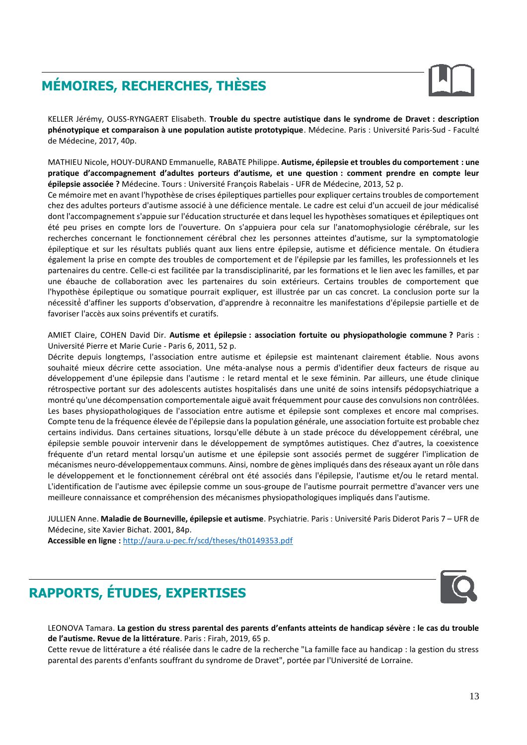## MÉMOIRES, RECHERCHES, THÈSES

KELLER Jérémy, OUSS-RYNGAERT Elisabeth. **Trouble du spectre autistique dans le syndrome de Dravet : description phénotypique et comparaison à une population autiste prototypique**. Médecine. Paris : Université Paris-Sud - Faculté de Médecine, 2017, 40p.

MATHIEU Nicole, HOUY-DURAND Emmanuelle, RABATE Philippe. **Autisme, épilepsie et troubles du comportement : une pratique d'accompagnement d'adultes porteurs d'autisme, et une question : comment prendre en compte leur épilepsie associée ?** Médecine. Tours : Université François Rabelais - UFR de Médecine, 2013, 52 p.
Ce mémoire met en avant l'hypothèse de crises épileptiques partielles pour expliquer certains troubles de comportement chez des adultes porteurs d'autisme associé à une déficience mentale. Le cadre est celui d'un accueil de jour médicalisé dont l'accompagnement s'appuie sur l'éducation structurée et dans lequel les hypothèses somatiques et épileptiques ont été peu prises en compte lors de l'ouverture. On s'appuiera pour cela sur l'anatomophysiologie cérébrale, sur les recherches concernant le fonctionnement cérébral chez les personnes atteintes d'autisme, sur la symptomatologie épileptique et sur les résultats publiés quant aux liens entre épilepsie, autisme et déficience mentale. On étudiera également la prise en compte des troubles de comportement et de l'épilepsie par les familles, les professionnels et les partenaires du centre. Celle-ci est facilitée par la transdisciplinarité, par les formations et le lien avec les familles, et par une ébauche de collaboration avec les partenaires du soin extérieurs. Certains troubles de comportement que l'hypothèse épileptique ou somatique pourrait expliquer, est illustrée par un cas concret. La conclusion porte sur la nécessité d'affiner les supports d'observation, d'apprendre à reconnaitre les manifestations d'épilepsie partielle et de favoriser l'accès aux soins préventifs et curatifs.

AMIET Claire, COHEN David Dir. **Autisme et épilepsie : association fortuite ou physiopathologie commune ?** Paris : Université Pierre et Marie Curie - Paris 6, 2011, 52 p.
Décrite depuis longtemps, l'association entre autisme et épilepsie est maintenant clairement établie. Nous avons souhaité mieux décrire cette association. Une méta-analyse nous a permis d'identifier deux facteurs de risque au développement d'une épilepsie dans l'autisme : le retard mental et le sexe féminin. Par ailleurs, une étude clinique rétrospective portant sur des adolescents autistes hospitalisés dans une unité de soins intensifs pédopsychiatrique a montré qu'une décompensation comportementale aiguë avait fréquemment pour cause des convulsions non contrôlées. Les bases physiopathologiques de l'association entre autisme et épilepsie sont complexes et encore mal comprises. Compte tenu de la fréquence élevée de l'épilepsie dans la population générale, une association fortuite est probable chez certains individus. Dans certaines situations, lorsqu'elle débute à un stade précoce du développement cérébral, une épilepsie semble pouvoir intervenir dans le développement de symptômes autistiques. Chez d'autres, la coexistence fréquente d'un retard mental lorsqu'un autisme et une épilepsie sont associés permet de suggérer l'implication de mécanismes neuro-développementaux communs. Ainsi, nombre de gènes impliqués dans des réseaux ayant un rôle dans le développement et le fonctionnement cérébral ont été associés dans l'épilepsie, l'autisme et/ou le retard mental. L'identification de l'autisme avec épilepsie comme un sous-groupe de l'autisme pourrait permettre d'avancer vers une meilleure connaissance et compréhension des mécanismes physiopathologiques impliqués dans l'autisme.

JULLIEN Anne. **Maladie de Bourneville, épilepsie et autisme**. Psychiatrie. Paris : Université Paris Diderot Paris 7 – UFR de Médecine, site Xavier Bichat. 2001, 84p.
**Accessible en ligne :** http://aura.u-pec.fr/scd/theses/th0149353.pdf

## RAPPORTS, ÉTUDES, EXPERTISES

LEONOVA Tamara. **La gestion du stress parental des parents d'enfants atteints de handicap sévère : le cas du trouble de l'autisme. Revue de la littérature**. Paris : Firah, 2019, 65 p.
Cette revue de littérature a été réalisée dans le cadre de la recherche "La famille face au handicap : la gestion du stress parental des parents d'enfants souffrant du syndrome de Dravet", portée par l'Université de Lorraine.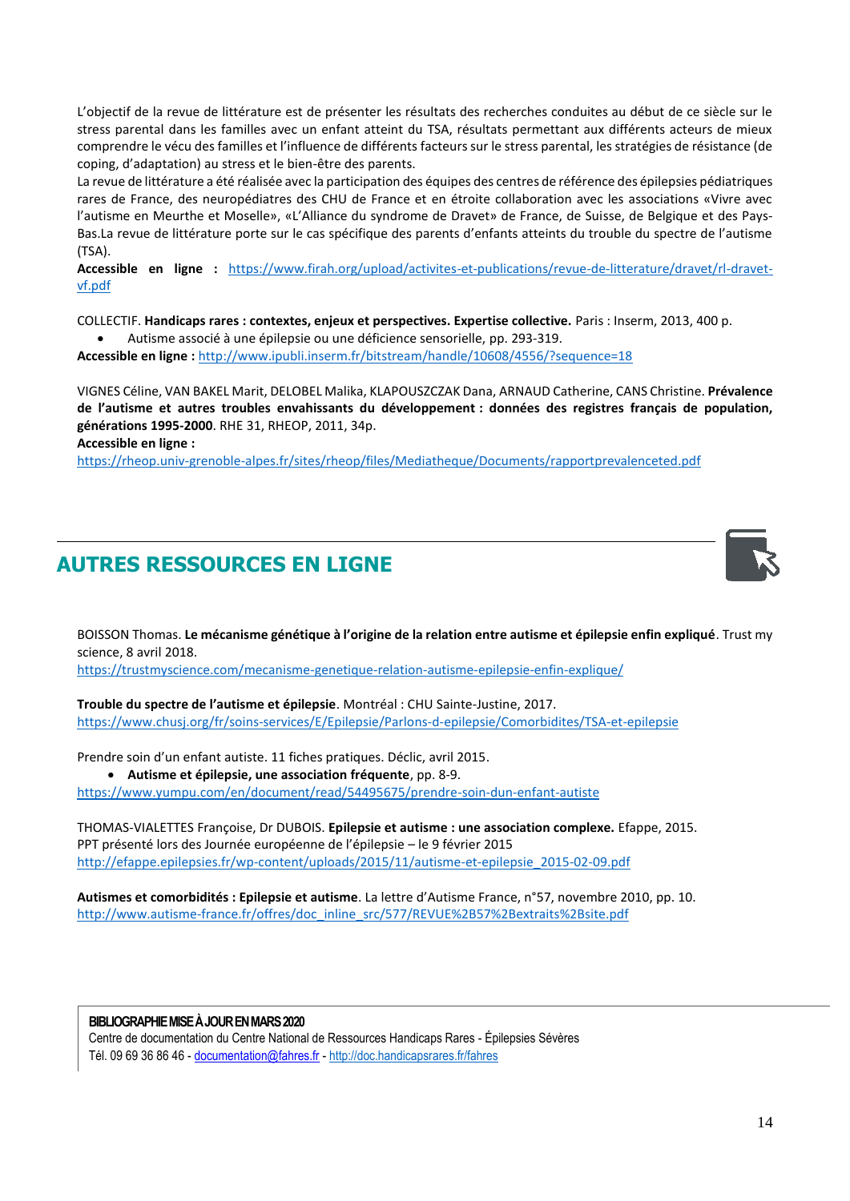L'objectif de la revue de littérature est de présenter les résultats des recherches conduites au début de ce siècle sur le stress parental dans les familles avec un enfant atteint du TSA, résultats permettant aux différents acteurs de mieux comprendre le vécu des familles et l'influence de différents facteurs sur le stress parental, les stratégies de résistance (de coping, d'adaptation) au stress et le bien-être des parents.
La revue de littérature a été réalisée avec la participation des équipes des centres de référence des épilepsies pédiatriques rares de France, des neuropédiatres des CHU de France et en étroite collaboration avec les associations «Vivre avec l'autisme en Meurthe et Moselle», «L'Alliance du syndrome de Dravet» de France, de Suisse, de Belgique et des Pays-Bas.La revue de littérature porte sur le cas spécifique des parents d'enfants atteints du trouble du spectre de l'autisme (TSA).
**Accessible en ligne :** https://www.firah.org/upload/activites-et-publications/revue-de-litterature/dravet/rl-dravet-vf.pdf

COLLECTIF. **Handicaps rares : contextes, enjeux et perspectives. Expertise collective.** Paris : Inserm, 2013, 400 p.

- Autisme associé à une épilepsie ou une déficience sensorielle, pp. 293-319.

**Accessible en ligne :** http://www.ipubli.inserm.fr/bitstream/handle/10608/4556/?sequence=18

VIGNES Céline, VAN BAKEL Marit, DELOBEL Malika, KLAPOUSZCZAK Dana, ARNAUD Catherine, CANS Christine. **Prévalence de l'autisme et autres troubles envahissants du développement : données des registres français de population, générations 1995-2000**. RHE 31, RHEOP, 2011, 34p.
**Accessible en ligne :**
https://rheop.univ-grenoble-alpes.fr/sites/rheop/files/Mediatheque/Documents/rapportprevalenceted.pdf

## AUTRES RESSOURCES EN LIGNE

BOISSON Thomas. **Le mécanisme génétique à l'origine de la relation entre autisme et épilepsie enfin expliqué**. Trust my science, 8 avril 2018.
https://trustmyscience.com/mecanisme-genetique-relation-autisme-epilepsie-enfin-explique/

**Trouble du spectre de l'autisme et épilepsie**. Montréal : CHU Sainte-Justine, 2017.
https://www.chusj.org/fr/soins-services/E/Epilepsie/Parlons-d-epilepsie/Comorbidites/TSA-et-epilepsie

Prendre soin d'un enfant autiste. 11 fiches pratiques. Déclic, avril 2015.

- **Autisme et épilepsie, une association fréquente**, pp. 8-9.

https://www.yumpu.com/en/document/read/54495675/prendre-soin-dun-enfant-autiste

THOMAS-VIALETTES Françoise, Dr DUBOIS. **Epilepsie et autisme : une association complexe.** Efappe, 2015.
PPT présenté lors des Journée européenne de l'épilepsie – le 9 février 2015
http://efappe.epilepsies.fr/wp-content/uploads/2015/11/autisme-et-epilepsie_2015-02-09.pdf

**Autismes et comorbidités : Epilepsie et autisme**. La lettre d'Autisme France, n°57, novembre 2010, pp. 10.
http://www.autisme-france.fr/offres/doc_inline_src/577/REVUE%2B57%2Bextraits%2Bsite.pdf

**BIBLIOGRAPHIE MISE À JOUR EN MARS 2020**
Centre de documentation du Centre National de Ressources Handicaps Rares - Épilepsies Sévères
Tél. 09 69 36 86 46 - documentation@fahres.fr - http://doc.handicapsrares.fr/fahres